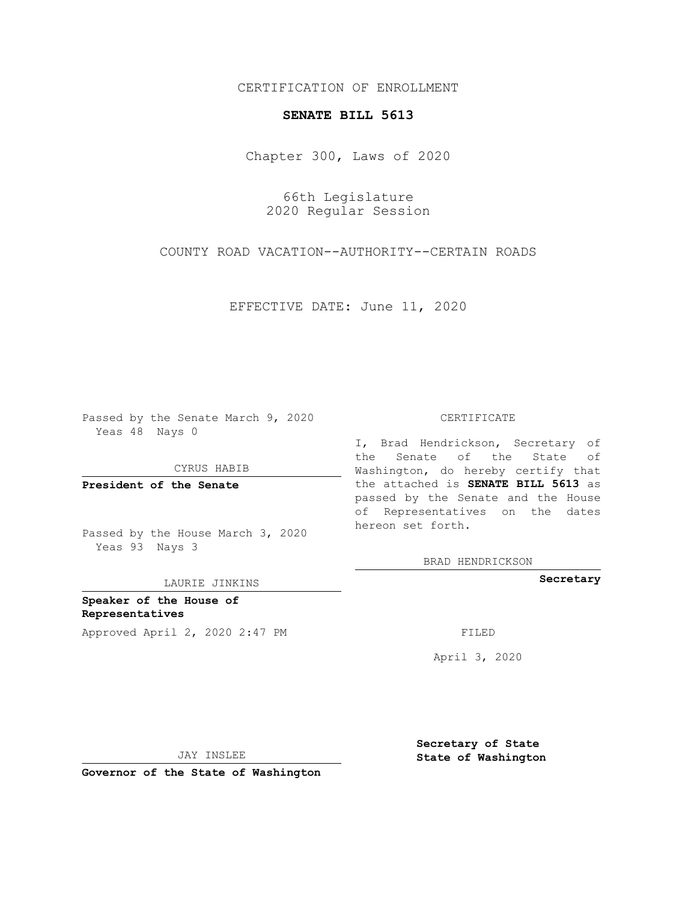CERTIFICATION OF ENROLLMENT

**SENATE BILL 5613**

Chapter 300, Laws of 2020

66th Legislature
2020 Regular Session

COUNTY ROAD VACATION--AUTHORITY--CERTAIN ROADS

EFFECTIVE DATE: June 11, 2020

Passed by the Senate March 9, 2020
Yeas 48 Nays 0

CYRUS HABIB

**President of the Senate**

Passed by the House March 3, 2020
Yeas 93 Nays 3

LAURIE JINKINS

**Speaker of the House of Representatives**

Approved April 2, 2020 2:47 PM

JAY INSLEE

**Governor of the State of Washington**

CERTIFICATE

I, Brad Hendrickson, Secretary of the Senate of the State of Washington, do hereby certify that the attached is **SENATE BILL 5613** as passed by the Senate and the House of Representatives on the dates hereon set forth.

BRAD HENDRICKSON

**Secretary**

FILED

April 3, 2020

**Secretary of State**
**State of Washington**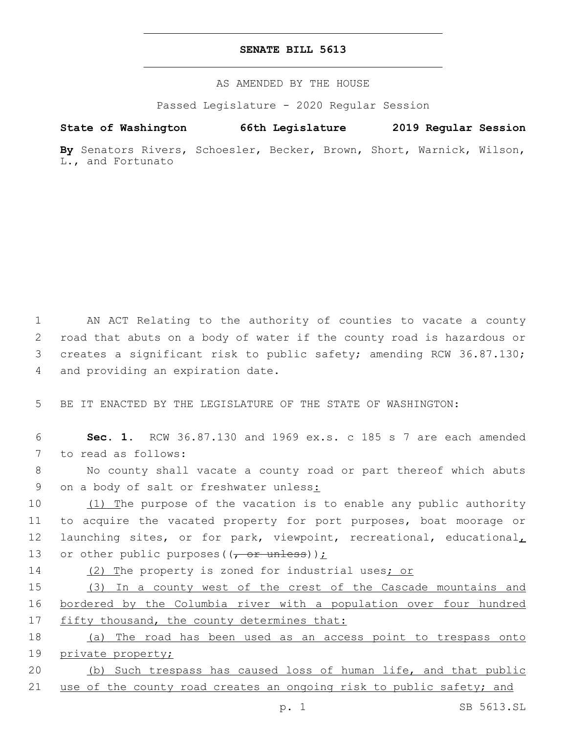# SENATE BILL 5613

AS AMENDED BY THE HOUSE

Passed Legislature - 2020 Regular Session

**State of Washington 66th Legislature 2019 Regular Session**

**By** Senators Rivers, Schoesler, Becker, Brown, Short, Warnick, Wilson, L., and Fortunato

AN ACT Relating to the authority of counties to vacate a county road that abuts on a body of water if the county road is hazardous or creates a significant risk to public safety; amending RCW 36.87.130; and providing an expiration date.

BE IT ENACTED BY THE LEGISLATURE OF THE STATE OF WASHINGTON:

**Sec. 1.** RCW 36.87.130 and 1969 ex.s. c 185 s 7 are each amended to read as follows:

No county shall vacate a county road or part thereof which abuts on a body of salt or freshwater unless<u>:</u>

<u>(1) T</u>he purpose of the vacation is to enable any public authority to acquire the vacated property for port purposes, boat moorage or launching sites, or for park, viewpoint, recreational, educational<u>,</u> or other public purposes((~~, or unless~~))<u>;</u>

<u>(2) T</u>he property is zoned for industrial uses<u>; or</u>

<u>(3) In a county west of the crest of the Cascade mountains and bordered by the Columbia river with a population over four hundred fifty thousand, the county determines that:</u>

<u>(a) The road has been used as an access point to trespass onto private property;</u>

<u>(b) Such trespass has caused loss of human life, and that public use of the county road creates an ongoing risk to public safety; and</u>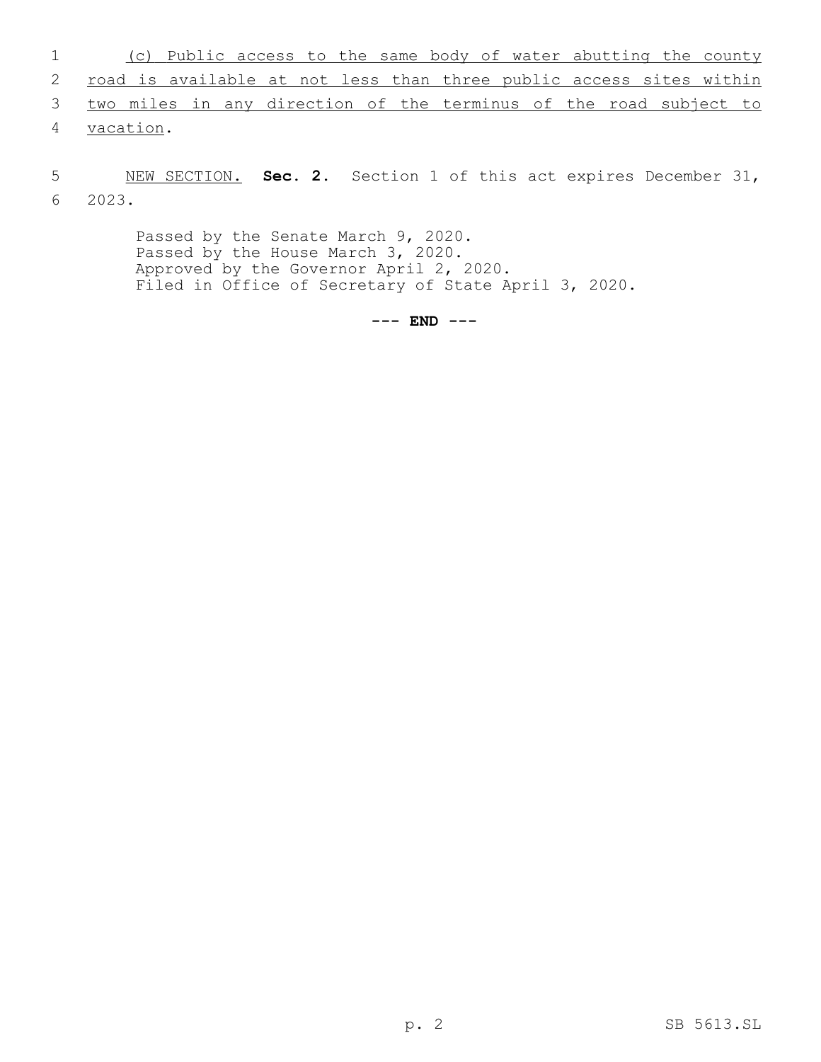(c) Public access to the same body of water abutting the county road is available at not less than three public access sites within two miles in any direction of the terminus of the road subject to vacation.

NEW SECTION. **Sec. 2.** Section 1 of this act expires December 31, 2023.

Passed by the Senate March 9, 2020.
Passed by the House March 3, 2020.
Approved by the Governor April 2, 2020.
Filed in Office of Secretary of State April 3, 2020.

**--- END ---**